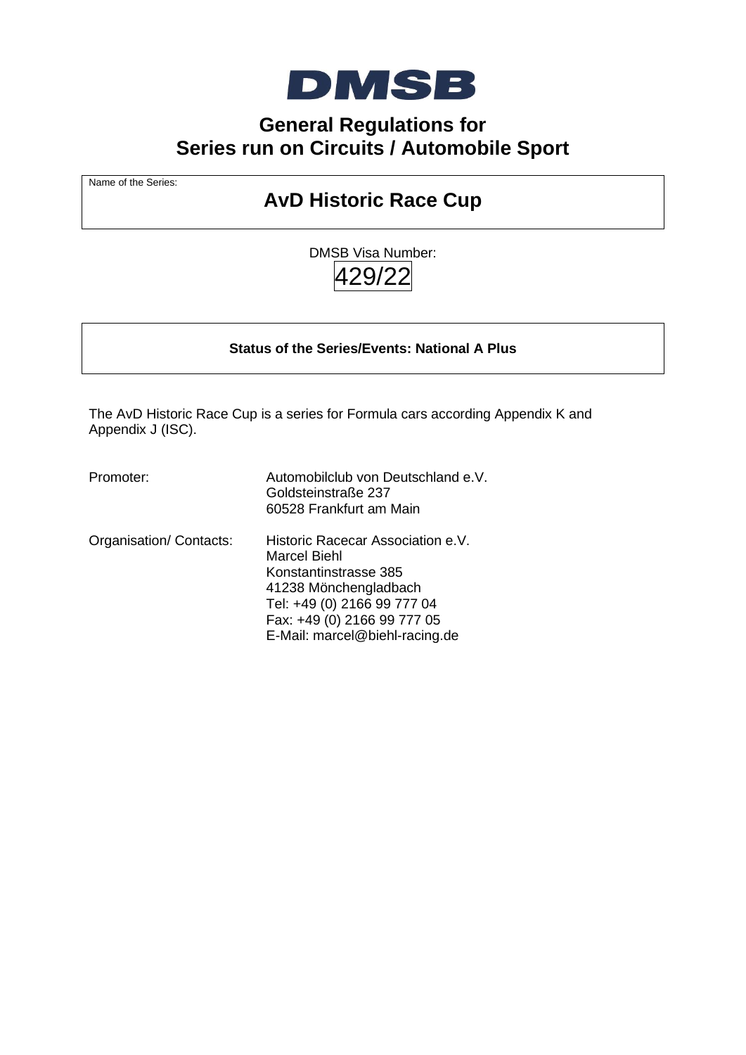DMSB

# General Regulations for Series run on Circuits / Automobile Sport

Name of the Series:

## AvD Historic Race Cup

DMSB Visa Number:

429/22

**Status of the Series/Events: National A Plus**

The AvD Historic Race Cup is a series for Formula cars according Appendix K and Appendix J (ISC).

| | |
|---|---|
| Promoter: | Automobilclub von Deutschland e.V.<br>Goldsteinstraße 237<br>60528 Frankfurt am Main |
| Organisation/ Contacts: | Historic Racecar Association e.V.<br>Marcel Biehl<br>Konstantinstrasse 385<br>41238 Mönchengladbach<br>Tel: +49 (0) 2166 99 777 04<br>Fax: +49 (0) 2166 99 777 05<br>E-Mail: marcel@biehl-racing.de |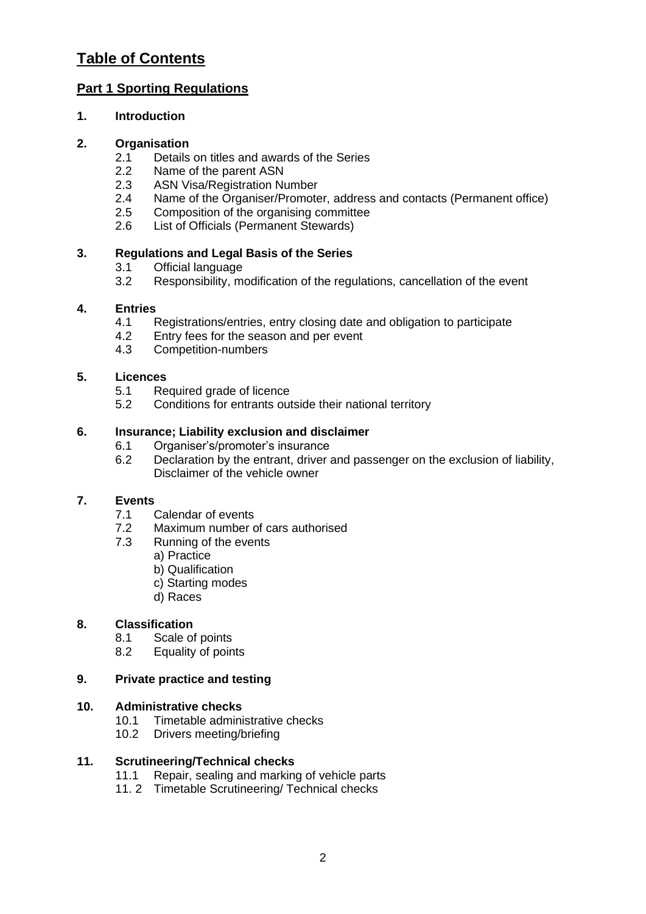# Table of Contents

## Part 1 Sporting Regulations

**1. Introduction**

**2. Organisation**
- 2.1 Details on titles and awards of the Series
- 2.2 Name of the parent ASN
- 2.3 ASN Visa/Registration Number
- 2.4 Name of the Organiser/Promoter, address and contacts (Permanent office)
- 2.5 Composition of the organising committee
- 2.6 List of Officials (Permanent Stewards)

**3. Regulations and Legal Basis of the Series**
- 3.1 Official language
- 3.2 Responsibility, modification of the regulations, cancellation of the event

**4. Entries**
- 4.1 Registrations/entries, entry closing date and obligation to participate
- 4.2 Entry fees for the season and per event
- 4.3 Competition-numbers

**5. Licences**
- 5.1 Required grade of licence
- 5.2 Conditions for entrants outside their national territory

**6. Insurance; Liability exclusion and disclaimer**
- 6.1 Organiser's/promoter's insurance
- 6.2 Declaration by the entrant, driver and passenger on the exclusion of liability, Disclaimer of the vehicle owner

**7. Events**
- 7.1 Calendar of events
- 7.2 Maximum number of cars authorised
- 7.3 Running of the events
  - a) Practice
  - b) Qualification
  - c) Starting modes
  - d) Races

**8. Classification**
- 8.1 Scale of points
- 8.2 Equality of points

**9. Private practice and testing**

**10. Administrative checks**
- 10.1 Timetable administrative checks
- 10.2 Drivers meeting/briefing

**11. Scrutineering/Technical checks**
- 11.1 Repair, sealing and marking of vehicle parts
- 11. 2 Timetable Scrutineering/ Technical checks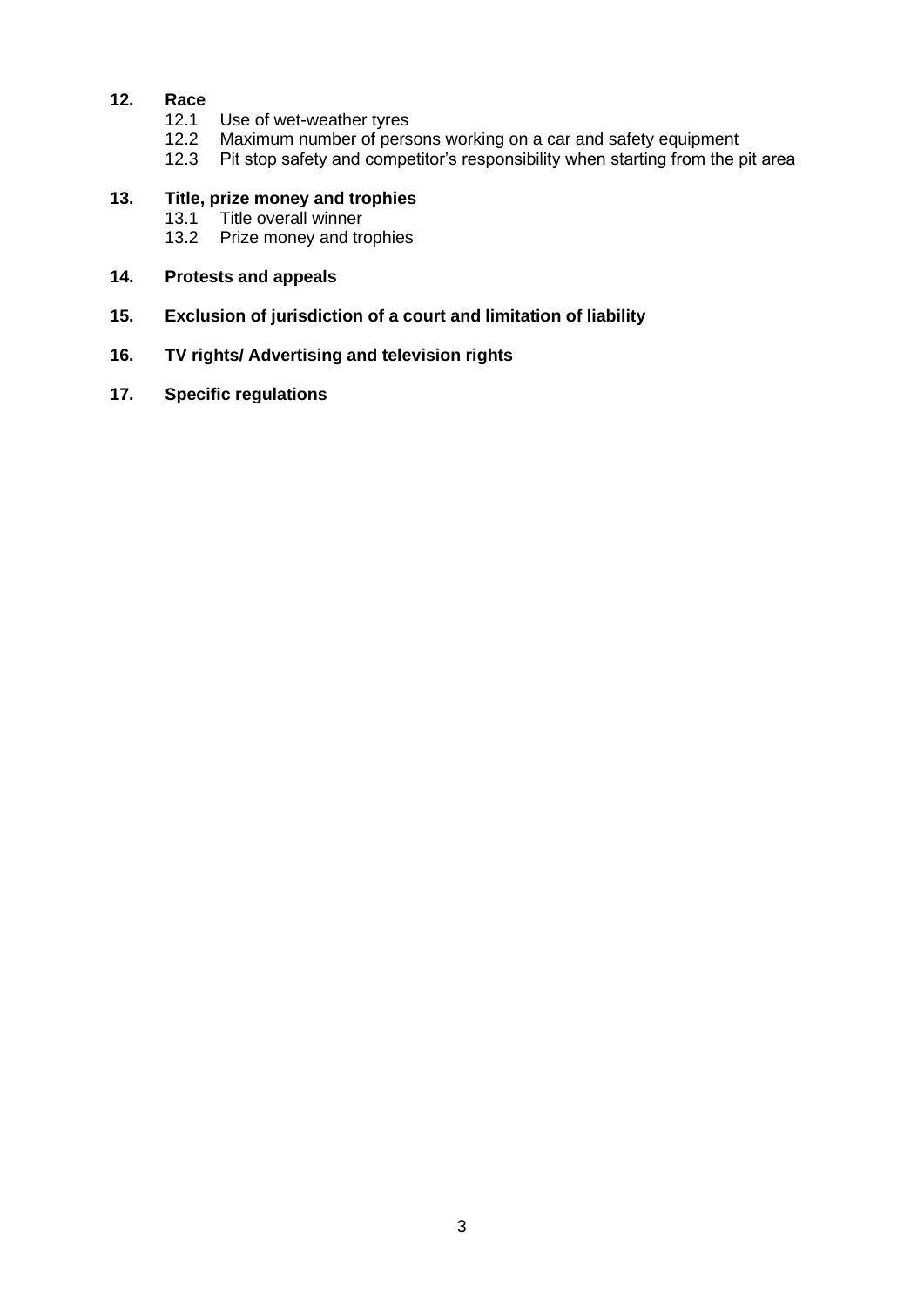**12. Race**

- 12.1 Use of wet-weather tyres
- 12.2 Maximum number of persons working on a car and safety equipment
- 12.3 Pit stop safety and competitor's responsibility when starting from the pit area

**13. Title, prize money and trophies**

- 13.1 Title overall winner
- 13.2 Prize money and trophies

**14. Protests and appeals**

**15. Exclusion of jurisdiction of a court and limitation of liability**

**16. TV rights/ Advertising and television rights**

**17. Specific regulations**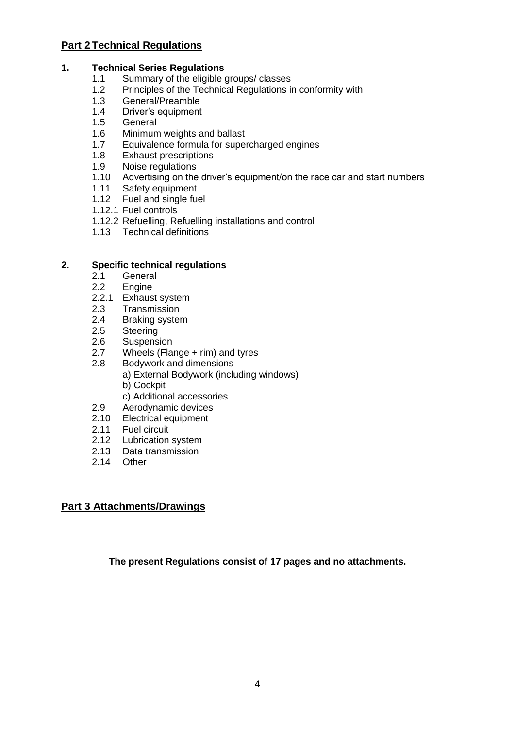## Part 2 Technical Regulations

**1. Technical Series Regulations**

- 1.1 Summary of the eligible groups/ classes
- 1.2 Principles of the Technical Regulations in conformity with
- 1.3 General/Preamble
- 1.4 Driver's equipment
- 1.5 General
- 1.6 Minimum weights and ballast
- 1.7 Equivalence formula for supercharged engines
- 1.8 Exhaust prescriptions
- 1.9 Noise regulations
- 1.10 Advertising on the driver's equipment/on the race car and start numbers
- 1.11 Safety equipment
- 1.12 Fuel and single fuel
- 1.12.1 Fuel controls
- 1.12.2 Refuelling, Refuelling installations and control
- 1.13 Technical definitions

**2. Specific technical regulations**

- 2.1 General
- 2.2 Engine
- 2.2.1 Exhaust system
- 2.3 Transmission
- 2.4 Braking system
- 2.5 Steering
- 2.6 Suspension
- 2.7 Wheels (Flange + rim) and tyres
- 2.8 Bodywork and dimensions
  - a) External Bodywork (including windows)
  - b) Cockpit
  - c) Additional accessories
- 2.9 Aerodynamic devices
- 2.10 Electrical equipment
- 2.11 Fuel circuit
- 2.12 Lubrication system
- 2.13 Data transmission
- 2.14 Other

## Part 3 Attachments/Drawings

**The present Regulations consist of 17 pages and no attachments.**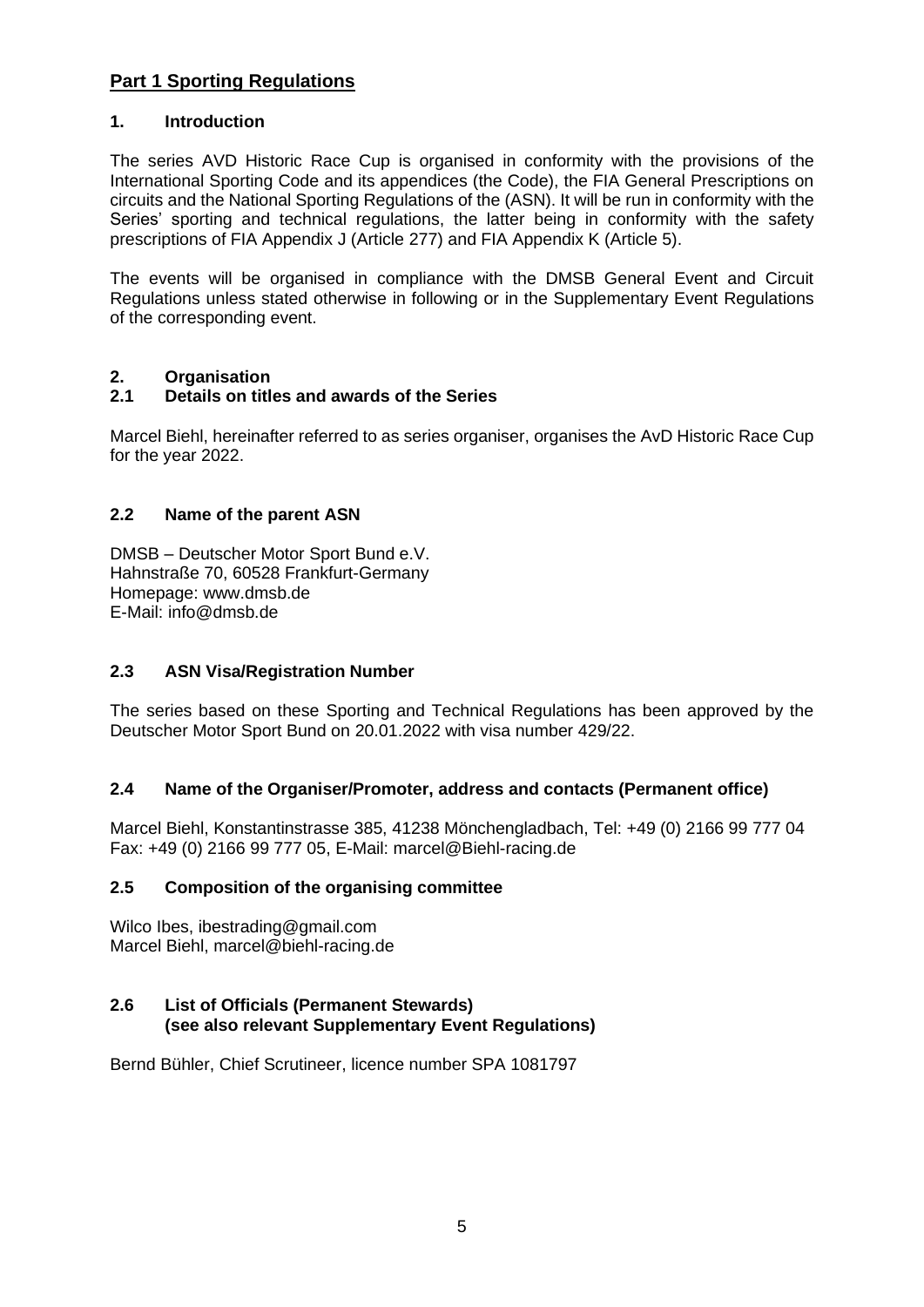# Part 1 Sporting Regulations

## 1. Introduction

The series AVD Historic Race Cup is organised in conformity with the provisions of the International Sporting Code and its appendices (the Code), the FIA General Prescriptions on circuits and the National Sporting Regulations of the (ASN). It will be run in conformity with the Series' sporting and technical regulations, the latter being in conformity with the safety prescriptions of FIA Appendix J (Article 277) and FIA Appendix K (Article 5).

The events will be organised in compliance with the DMSB General Event and Circuit Regulations unless stated otherwise in following or in the Supplementary Event Regulations of the corresponding event.

## 2. Organisation

### 2.1 Details on titles and awards of the Series

Marcel Biehl, hereinafter referred to as series organiser, organises the AvD Historic Race Cup for the year 2022.

### 2.2 Name of the parent ASN

DMSB – Deutscher Motor Sport Bund e.V.
Hahnstraße 70, 60528 Frankfurt-Germany
Homepage: www.dmsb.de
E-Mail: info@dmsb.de

### 2.3 ASN Visa/Registration Number

The series based on these Sporting and Technical Regulations has been approved by the Deutscher Motor Sport Bund on 20.01.2022 with visa number 429/22.

### 2.4 Name of the Organiser/Promoter, address and contacts (Permanent office)

Marcel Biehl, Konstantinstrasse 385, 41238 Mönchengladbach, Tel: +49 (0) 2166 99 777 04
Fax: +49 (0) 2166 99 777 05, E-Mail: marcel@Biehl-racing.de

### 2.5 Composition of the organising committee

Wilco Ibes, ibestrading@gmail.com
Marcel Biehl, marcel@biehl-racing.de

### 2.6 List of Officials (Permanent Stewards) (see also relevant Supplementary Event Regulations)

Bernd Bühler, Chief Scrutineer, licence number SPA 1081797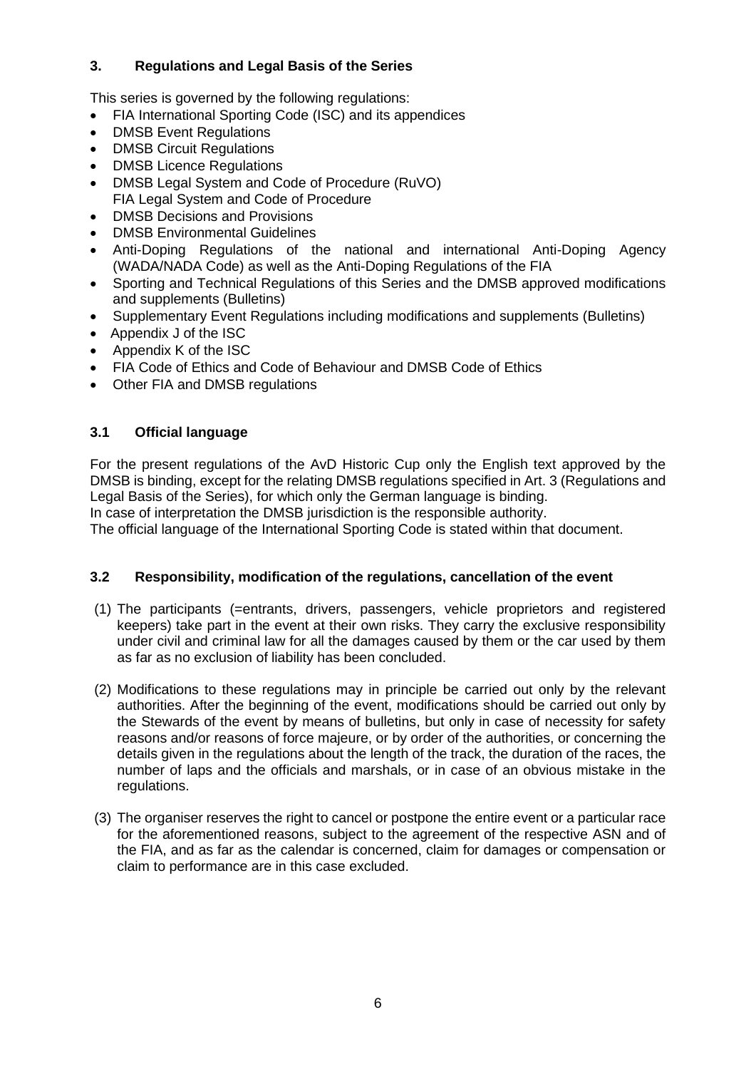## 3. Regulations and Legal Basis of the Series

This series is governed by the following regulations:

- FIA International Sporting Code (ISC) and its appendices
- DMSB Event Regulations
- DMSB Circuit Regulations
- DMSB Licence Regulations
- DMSB Legal System and Code of Procedure (RuVO)
  FIA Legal System and Code of Procedure
- DMSB Decisions and Provisions
- DMSB Environmental Guidelines
- Anti-Doping Regulations of the national and international Anti-Doping Agency (WADA/NADA Code) as well as the Anti-Doping Regulations of the FIA
- Sporting and Technical Regulations of this Series and the DMSB approved modifications and supplements (Bulletins)
- Supplementary Event Regulations including modifications and supplements (Bulletins)
- Appendix J of the ISC
- Appendix K of the ISC
- FIA Code of Ethics and Code of Behaviour and DMSB Code of Ethics
- Other FIA and DMSB regulations

### 3.1 Official language

For the present regulations of the AvD Historic Cup only the English text approved by the DMSB is binding, except for the relating DMSB regulations specified in Art. 3 (Regulations and Legal Basis of the Series), for which only the German language is binding.
In case of interpretation the DMSB jurisdiction is the responsible authority.
The official language of the International Sporting Code is stated within that document.

### 3.2 Responsibility, modification of the regulations, cancellation of the event

(1) The participants (=entrants, drivers, passengers, vehicle proprietors and registered keepers) take part in the event at their own risks. They carry the exclusive responsibility under civil and criminal law for all the damages caused by them or the car used by them as far as no exclusion of liability has been concluded.

(2) Modifications to these regulations may in principle be carried out only by the relevant authorities. After the beginning of the event, modifications should be carried out only by the Stewards of the event by means of bulletins, but only in case of necessity for safety reasons and/or reasons of force majeure, or by order of the authorities, or concerning the details given in the regulations about the length of the track, the duration of the races, the number of laps and the officials and marshals, or in case of an obvious mistake in the regulations.

(3) The organiser reserves the right to cancel or postpone the entire event or a particular race for the aforementioned reasons, subject to the agreement of the respective ASN and of the FIA, and as far as the calendar is concerned, claim for damages or compensation or claim to performance are in this case excluded.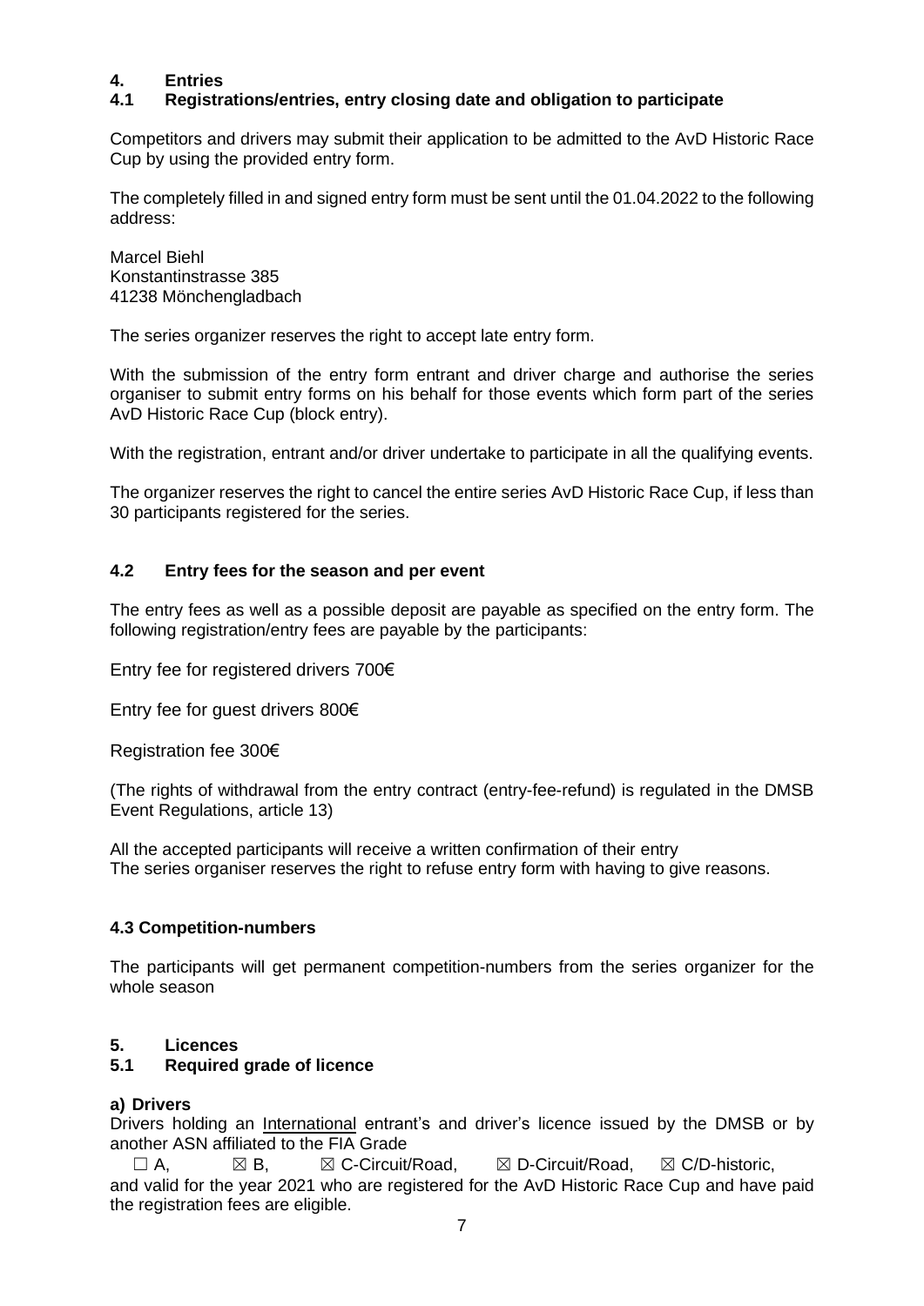# 4. Entries

## 4.1 Registrations/entries, entry closing date and obligation to participate

Competitors and drivers may submit their application to be admitted to the AvD Historic Race Cup by using the provided entry form.

The completely filled in and signed entry form must be sent until the 01.04.2022 to the following address:

Marcel Biehl
Konstantinstrasse 385
41238 Mönchengladbach

The series organizer reserves the right to accept late entry form.

With the submission of the entry form entrant and driver charge and authorise the series organiser to submit entry forms on his behalf for those events which form part of the series AvD Historic Race Cup (block entry).

With the registration, entrant and/or driver undertake to participate in all the qualifying events.

The organizer reserves the right to cancel the entire series AvD Historic Race Cup, if less than 30 participants registered for the series.

## 4.2 Entry fees for the season and per event

The entry fees as well as a possible deposit are payable as specified on the entry form. The following registration/entry fees are payable by the participants:

Entry fee for registered drivers 700€

Entry fee for guest drivers 800€

Registration fee 300€

(The rights of withdrawal from the entry contract (entry-fee-refund) is regulated in the DMSB Event Regulations, article 13)

All the accepted participants will receive a written confirmation of their entry
The series organiser reserves the right to refuse entry form with having to give reasons.

## 4.3 Competition-numbers

The participants will get permanent competition-numbers from the series organizer for the whole season

# 5. Licences

## 5.1 Required grade of licence

**a) Drivers**
Drivers holding an International entrant's and driver's licence issued by the DMSB or by another ASN affiliated to the FIA Grade

☐ A, ☒ B, ☒ C-Circuit/Road, ☒ D-Circuit/Road, ☒ C/D-historic,

and valid for the year 2021 who are registered for the AvD Historic Race Cup and have paid the registration fees are eligible.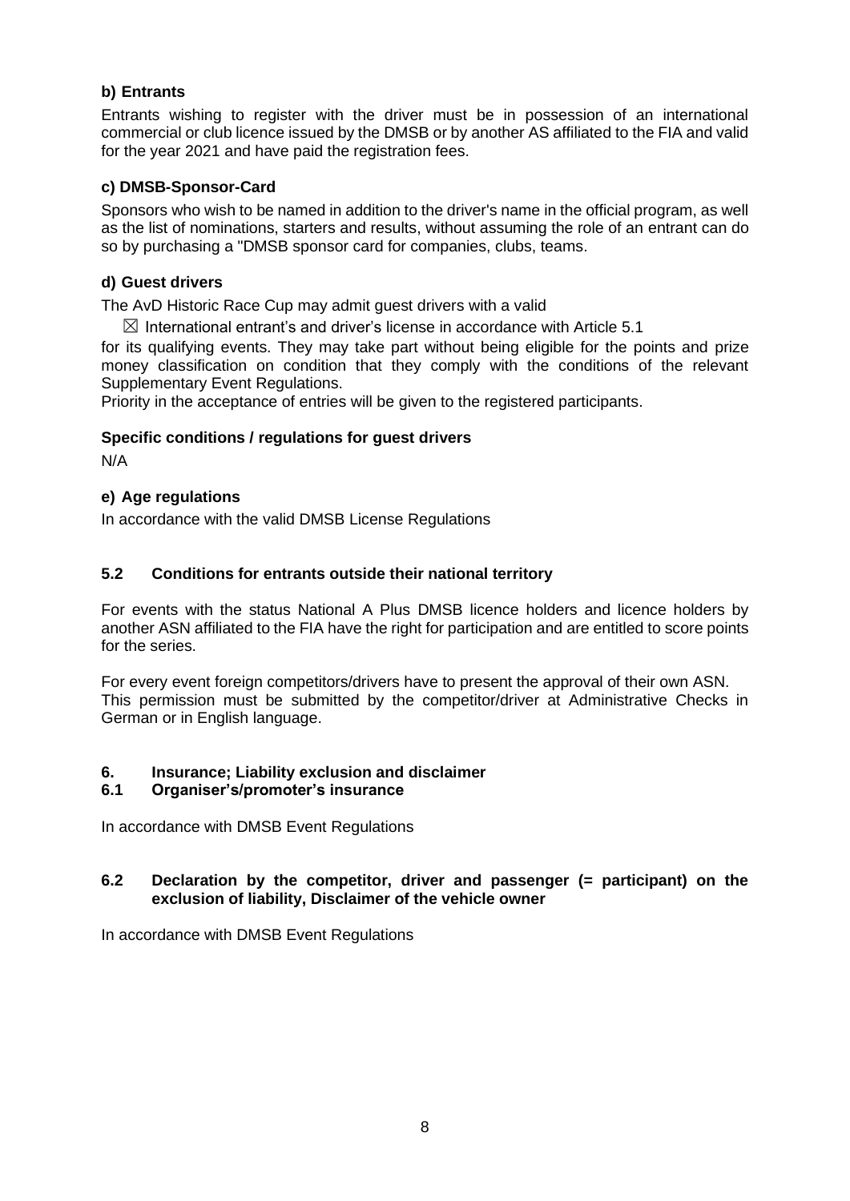### b) Entrants

Entrants wishing to register with the driver must be in possession of an international commercial or club licence issued by the DMSB or by another AS affiliated to the FIA and valid for the year 2021 and have paid the registration fees.

### c) DMSB-Sponsor-Card

Sponsors who wish to be named in addition to the driver's name in the official program, as well as the list of nominations, starters and results, without assuming the role of an entrant can do so by purchasing a "DMSB sponsor card for companies, clubs, teams.

### d) Guest drivers

The AvD Historic Race Cup may admit guest drivers with a valid

☒ International entrant's and driver's license in accordance with Article 5.1

for its qualifying events. They may take part without being eligible for the points and prize money classification on condition that they comply with the conditions of the relevant Supplementary Event Regulations.
Priority in the acceptance of entries will be given to the registered participants.

**Specific conditions / regulations for guest drivers**

N/A

### e) Age regulations

In accordance with the valid DMSB License Regulations

## 5.2 Conditions for entrants outside their national territory

For events with the status National A Plus DMSB licence holders and licence holders by another ASN affiliated to the FIA have the right for participation and are entitled to score points for the series.

For every event foreign competitors/drivers have to present the approval of their own ASN. This permission must be submitted by the competitor/driver at Administrative Checks in German or in English language.

# 6. Insurance; Liability exclusion and disclaimer

## 6.1 Organiser's/promoter's insurance

In accordance with DMSB Event Regulations

## 6.2 Declaration by the competitor, driver and passenger (= participant) on the exclusion of liability, Disclaimer of the vehicle owner

In accordance with DMSB Event Regulations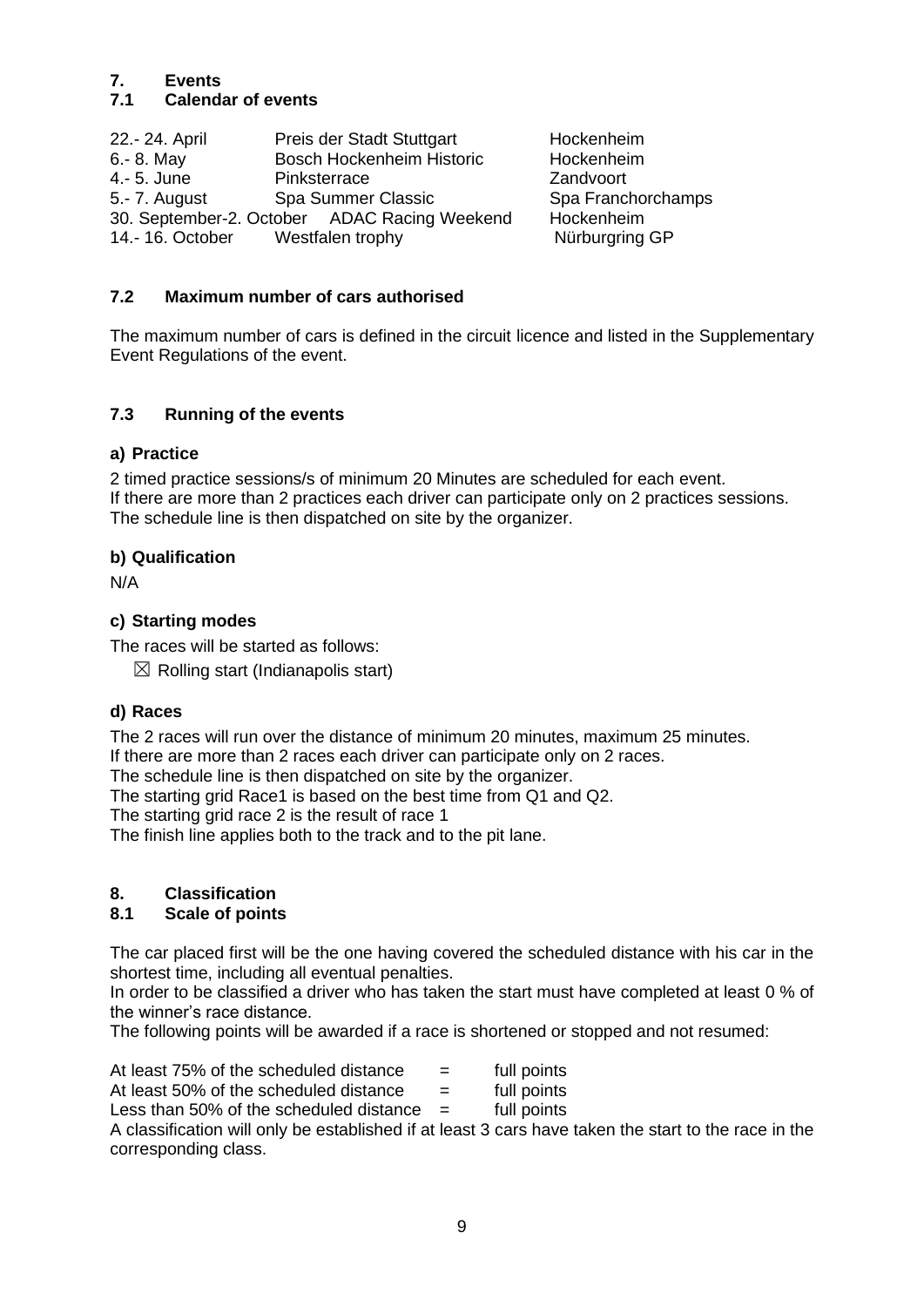## 7. Events

### 7.1 Calendar of events

| | | |
|---|---|---|
| 22.- 24. April | Preis der Stadt Stuttgart | Hockenheim |
| 6.- 8. May | Bosch Hockenheim Historic | Hockenheim |
| 4.- 5. June | Pinksterrace | Zandvoort |
| 5.- 7. August | Spa Summer Classic | Spa Franchorchamps |
| 30. September-2. October | ADAC Racing Weekend | Hockenheim |
| 14.- 16. October | Westfalen trophy | Nürburgring GP |

### 7.2 Maximum number of cars authorised

The maximum number of cars is defined in the circuit licence and listed in the Supplementary Event Regulations of the event.

### 7.3 Running of the events

**a) Practice**

2 timed practice sessions/s of minimum 20 Minutes are scheduled for each event.
If there are more than 2 practices each driver can participate only on 2 practices sessions.
The schedule line is then dispatched on site by the organizer.

**b) Qualification**

N/A

**c) Starting modes**

The races will be started as follows:

☒ Rolling start (Indianapolis start)

**d) Races**

The 2 races will run over the distance of minimum 20 minutes, maximum 25 minutes.
If there are more than 2 races each driver can participate only on 2 races.
The schedule line is then dispatched on site by the organizer.
The starting grid Race1 is based on the best time from Q1 and Q2.
The starting grid race 2 is the result of race 1
The finish line applies both to the track and to the pit lane.

## 8. Classification

### 8.1 Scale of points

The car placed first will be the one having covered the scheduled distance with his car in the shortest time, including all eventual penalties.
In order to be classified a driver who has taken the start must have completed at least 0 % of the winner's race distance.
The following points will be awarded if a race is shortened or stopped and not resumed:

| | | |
|---|---|---|
| At least 75% of the scheduled distance | = | full points |
| At least 50% of the scheduled distance | = | full points |
| Less than 50% of the scheduled distance | = | full points |

A classification will only be established if at least 3 cars have taken the start to the race in the corresponding class.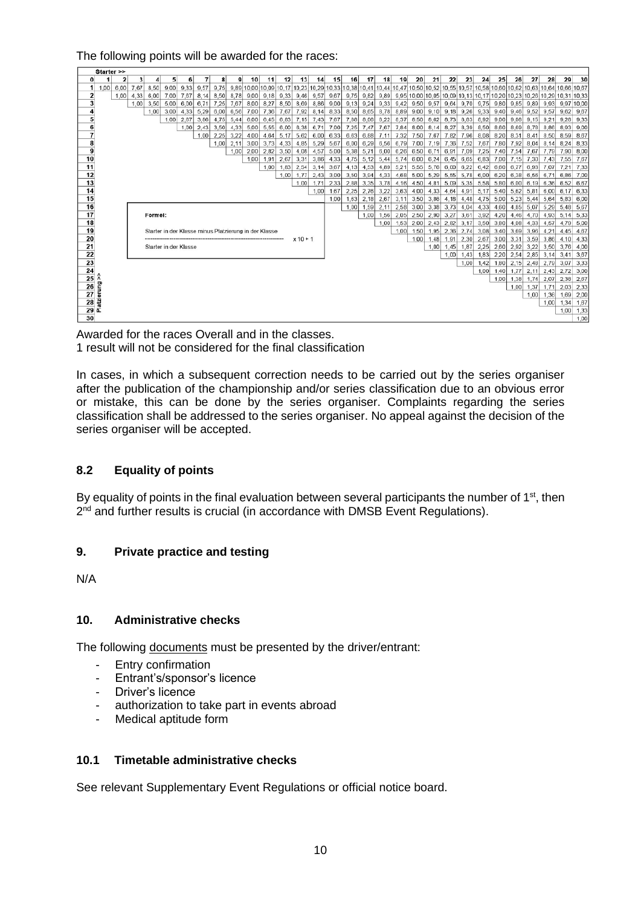The following points will be awarded for the races:

Starter >>

| 0 | 1 | 2 | 3 | 4 | 5 | 6 | 7 | 8 | 9 | 10 | 11 | 12 | 13 | 14 | 15 | 16 | 17 | 18 | 19 | 20 | 21 | 22 | 23 | 24 | 25 | 26 | 27 | 28 | 29 | 30 |
|---|---|---|---|---|---|---|---|---|---|---|---|---|---|---|---|---|---|---|---|---|---|---|---|---|---|---|---|---|---|---|
| 1 | 1,00 | 6,00 | 7,67 | 8,50 | 9,00 | 9,33 | 9,57 | 9,75 | 9,89 | 10,00 | 10,09 | 10,17 | 10,23 | 10,29 | 10,33 | 10,38 | 10,41 | 10,44 | 10,47 | 10,50 | 10,52 | 10,55 | 10,57 | 10,58 | 10,60 | 10,62 | 10,63 | 10,64 | 10,66 | 10,67 |
| 2 | | 1,00 | 4,33 | 6,00 | 7,00 | 7,67 | 8,14 | 8,50 | 8,78 | 9,00 | 9,18 | 9,33 | 9,46 | 9,57 | 9,67 | 9,75 | 9,82 | 9,89 | 9,95 | 10,00 | 10,05 | 10,09 | 10,13 | 10,17 | 10,20 | 10,23 | 10,26 | 10,29 | 10,31 | 10,33 |
| 3 | | | 1,00 | 3,50 | 5,00 | 6,00 | 6,71 | 7,25 | 7,67 | 8,00 | 8,27 | 8,50 | 8,69 | 8,86 | 9,00 | 9,13 | 9,24 | 9,33 | 9,42 | 9,50 | 9,57 | 9,64 | 9,70 | 9,75 | 9,80 | 9,85 | 9,89 | 9,93 | 9,97 | 10,00 |
| 4 | | | | 1,00 | 3,00 | 4,33 | 5,29 | 6,00 | 6,56 | 7,00 | 7,36 | 7,67 | 7,92 | 8,14 | 8,33 | 8,50 | 8,65 | 8,78 | 8,89 | 9,00 | 9,10 | 9,18 | 9,26 | 9,33 | 9,40 | 9,46 | 9,52 | 9,57 | 9,62 | 9,67 |
| 5 | | | | | 1,00 | 2,67 | 3,86 | 4,75 | 5,44 | 6,00 | 6,45 | 6,83 | 7,15 | 7,43 | 7,67 | 7,88 | 8,06 | 8,22 | 8,37 | 8,50 | 8,62 | 8,73 | 8,83 | 8,92 | 9,00 | 9,08 | 9,15 | 9,21 | 9,28 | 9,33 |
| 6 | | | | | | 1,00 | 2,43 | 3,50 | 4,33 | 5,00 | 5,55 | 6,00 | 6,38 | 6,71 | 7,00 | 7,25 | 7,47 | 7,67 | 7,84 | 8,00 | 8,14 | 8,27 | 8,39 | 8,50 | 8,60 | 8,69 | 8,78 | 8,86 | 8,93 | 9,00 |
| 7 | | | | | | | 1,00 | 2,25 | 3,22 | 4,00 | 4,64 | 5,17 | 5,62 | 6,00 | 6,33 | 6,63 | 6,88 | 7,11 | 7,32 | 7,50 | 7,67 | 7,82 | 7,96 | 8,08 | 8,20 | 8,31 | 8,41 | 8,50 | 8,59 | 8,67 |
| 8 | | | | | | | | 1,00 | 2,11 | 3,00 | 3,73 | 4,33 | 4,85 | 5,29 | 5,67 | 6,00 | 6,29 | 6,56 | 6,79 | 7,00 | 7,19 | 7,36 | 7,52 | 7,67 | 7,80 | 7,92 | 8,04 | 8,14 | 8,24 | 8,33 |
| 9 | | | | | | | | | 1,00 | 2,00 | 2,82 | 3,50 | 4,08 | 4,57 | 5,00 | 5,38 | 5,71 | 6,00 | 6,26 | 6,50 | 6,71 | 6,91 | 7,09 | 7,25 | 7,40 | 7,54 | 7,67 | 7,79 | 7,90 | 8,00 |
| 10 | | | | | | | | | | 1,00 | 1,91 | 2,67 | 3,31 | 3,86 | 4,33 | 4,75 | 5,12 | 5,44 | 5,74 | 6,00 | 6,24 | 6,45 | 6,65 | 6,83 | 7,00 | 7,15 | 7,30 | 7,43 | 7,55 | 7,67 |
| 11 | | | | | | | | | | | 1,00 | 1,83 | 2,54 | 3,14 | 3,67 | 4,13 | 4,53 | 4,89 | 5,21 | 5,50 | 5,76 | 6,00 | 6,22 | 6,42 | 6,60 | 6,77 | 6,93 | 7,07 | 7,21 | 7,33 |
| 12 | | | | | | | | | | | | 1,00 | 1,77 | 2,43 | 3,00 | 3,50 | 3,94 | 4,33 | 4,68 | 5,00 | 5,29 | 5,55 | 5,78 | 6,00 | 6,20 | 6,38 | 6,56 | 6,71 | 6,86 | 7,00 |
| 13 | | | | | | | | | | | | | 1,00 | 1,71 | 2,33 | 2,88 | 3,35 | 3,78 | 4,16 | 4,50 | 4,81 | 5,09 | 5,35 | 5,58 | 5,80 | 6,00 | 6,19 | 6,36 | 6,52 | 6,67 |
| 14 | | | | | | | | | | | | | | 1,00 | 1,67 | 2,25 | 2,76 | 3,22 | 3,63 | 4,00 | 4,33 | 4,64 | 4,91 | 5,17 | 5,40 | 5,62 | 5,81 | 6,00 | 6,17 | 6,33 |
| 15 | | | | | | | | | | | | | | | 1,00 | 1,63 | 2,18 | 2,67 | 3,11 | 3,50 | 3,86 | 4,18 | 4,48 | 4,75 | 5,00 | 5,23 | 5,44 | 5,64 | 5,83 | 6,00 |
| 16 | | | | | | | | | | | | | | | | 1,00 | 1,59 | 2,11 | 2,58 | 3,00 | 3,38 | 3,73 | 4,04 | 4,33 | 4,60 | 4,85 | 5,07 | 5,29 | 5,48 | 5,67 |
| 17 | | | | | | | | | | | | | | | | | 1,00 | 1,56 | 2,05 | 2,50 | 2,90 | 3,27 | 3,61 | 3,92 | 4,20 | 4,46 | 4,70 | 4,93 | 5,14 | 5,33 |
| 18 | | | | | | | | | | | | | | | | | | 1,00 | 1,53 | 2,00 | 2,43 | 2,82 | 3,17 | 3,50 | 3,80 | 4,08 | 4,33 | 4,57 | 4,79 | 5,00 |
| 19 | | | | | | | | | | | | | | | | | | | 1,00 | 1,50 | 1,95 | 2,36 | 2,74 | 3,08 | 3,40 | 3,69 | 3,96 | 4,21 | 4,45 | 4,67 |
| 20 | | | | | | | | | | | | | | | | | | | | 1,00 | 1,48 | 1,91 | 2,30 | 2,67 | 3,00 | 3,31 | 3,59 | 3,86 | 4,10 | 4,33 |
| 21 | | | | | | | | | | | | | | | | | | | | | 1,00 | 1,45 | 1,87 | 2,25 | 2,60 | 2,92 | 3,22 | 3,50 | 3,76 | 4,00 |
| 22 | | | | | | | | | | | | | | | | | | | | | | 1,00 | 1,43 | 1,83 | 2,20 | 2,54 | 2,85 | 3,14 | 3,41 | 3,67 |
| 23 | | | | | | | | | | | | | | | | | | | | | | | 1,00 | 1,42 | 1,80 | 2,15 | 2,48 | 2,79 | 3,07 | 3,33 |
| 24 | | | | | | | | | | | | | | | | | | | | | | | | 1,00 | 1,40 | 1,77 | 2,11 | 2,43 | 2,72 | 3,00 |
| 25 | | | | | | | | | | | | | | | | | | | | | | | | | 1,00 | 1,38 | 1,74 | 2,07 | 2,38 | 2,67 |
| 26 | | | | | | | | | | | | | | | | | | | | | | | | | | 1,00 | 1,37 | 1,71 | 2,03 | 2,33 |
| 27 | | | | | | | | | | | | | | | | | | | | | | | | | | | 1,00 | 1,36 | 1,69 | 2,00 |
| 28 | | | | | | | | | | | | | | | | | | | | | | | | | | | | 1,00 | 1,34 | 1,67 |
| 29 | | | | | | | | | | | | | | | | | | | | | | | | | | | | | 1,00 | 1,33 |
| 30 | | | | | | | | | | | | | | | | | | | | | | | | | | | | | | 1,00 |

Platzierung >>

Formel:

$$\frac{\text{Starter in der Klasse minus Platzierung in der Klasse}}{\text{Starter in der Klasse}} \times 10 + 1$$

Awarded for the races Overall and in the classes.
1 result will not be considered for the final classification

In cases, in which a subsequent correction needs to be carried out by the series organiser after the publication of the championship and/or series classification due to an obvious error or mistake, this can be done by the series organiser. Complaints regarding the series classification shall be addressed to the series organiser. No appeal against the decision of the series organiser will be accepted.

### 8.2 Equality of points

By equality of points in the final evaluation between several participants the number of 1st, then 2nd and further results is crucial (in accordance with DMSB Event Regulations).

## 9. Private practice and testing

N/A

## 10. Administrative checks

The following documents must be presented by the driver/entrant:

- Entry confirmation
- Entrant's/sponsor's licence
- Driver's licence
- authorization to take part in events abroad
- Medical aptitude form

### 10.1 Timetable administrative checks

See relevant Supplementary Event Regulations or official notice board.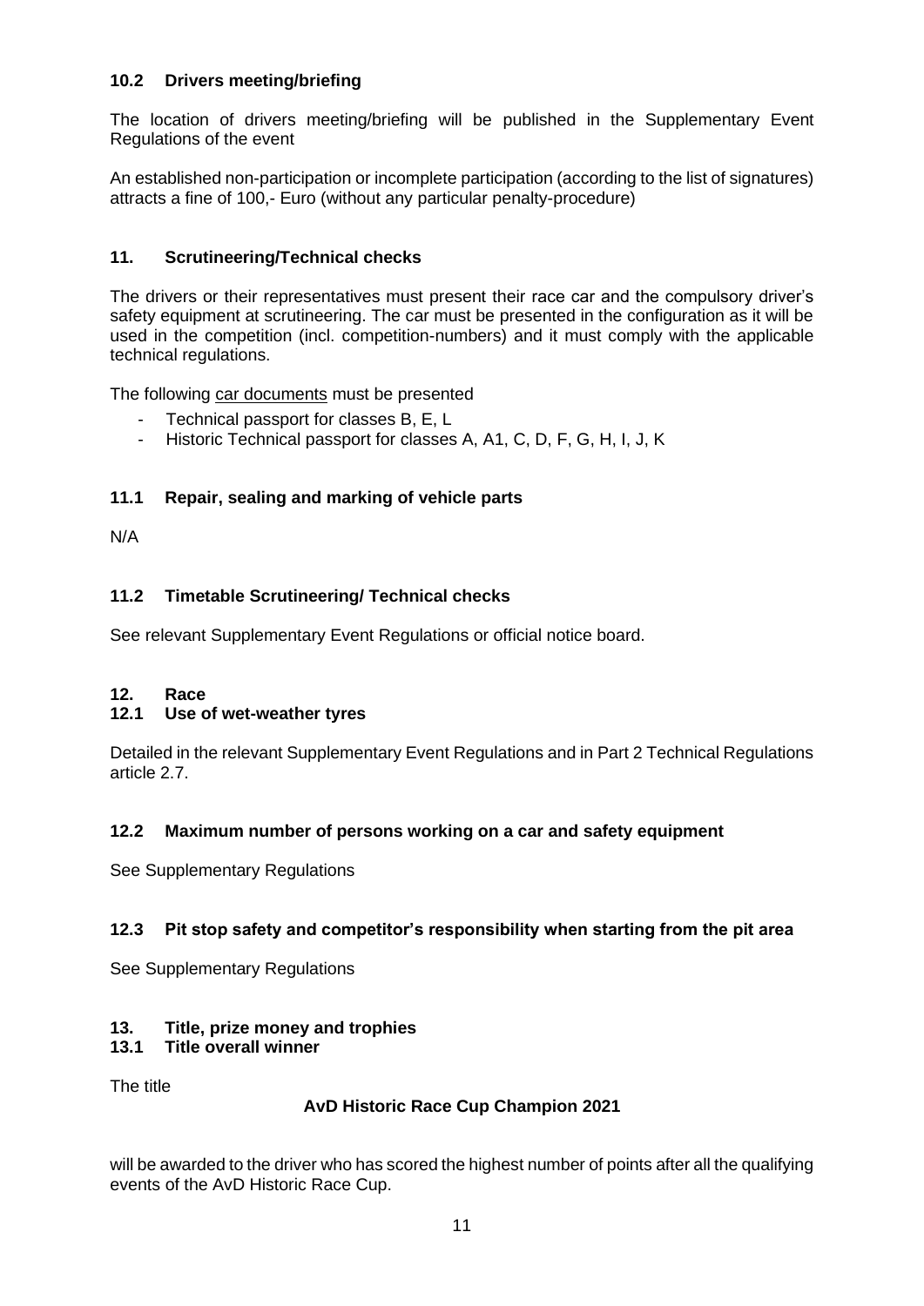### 10.2 Drivers meeting/briefing

The location of drivers meeting/briefing will be published in the Supplementary Event Regulations of the event

An established non-participation or incomplete participation (according to the list of signatures) attracts a fine of 100,- Euro (without any particular penalty-procedure)

## 11. Scrutineering/Technical checks

The drivers or their representatives must present their race car and the compulsory driver's safety equipment at scrutineering. The car must be presented in the configuration as it will be used in the competition (incl. competition-numbers) and it must comply with the applicable technical regulations.

The following car documents must be presented

- Technical passport for classes B, E, L
- Historic Technical passport for classes A, A1, C, D, F, G, H, I, J, K

### 11.1 Repair, sealing and marking of vehicle parts

N/A

### 11.2 Timetable Scrutineering/ Technical checks

See relevant Supplementary Event Regulations or official notice board.

## 12. Race

### 12.1 Use of wet-weather tyres

Detailed in the relevant Supplementary Event Regulations and in Part 2 Technical Regulations article 2.7.

### 12.2 Maximum number of persons working on a car and safety equipment

See Supplementary Regulations

### 12.3 Pit stop safety and competitor's responsibility when starting from the pit area

See Supplementary Regulations

## 13. Title, prize money and trophies

### 13.1 Title overall winner

The title

**AvD Historic Race Cup Champion 2021**

will be awarded to the driver who has scored the highest number of points after all the qualifying events of the AvD Historic Race Cup.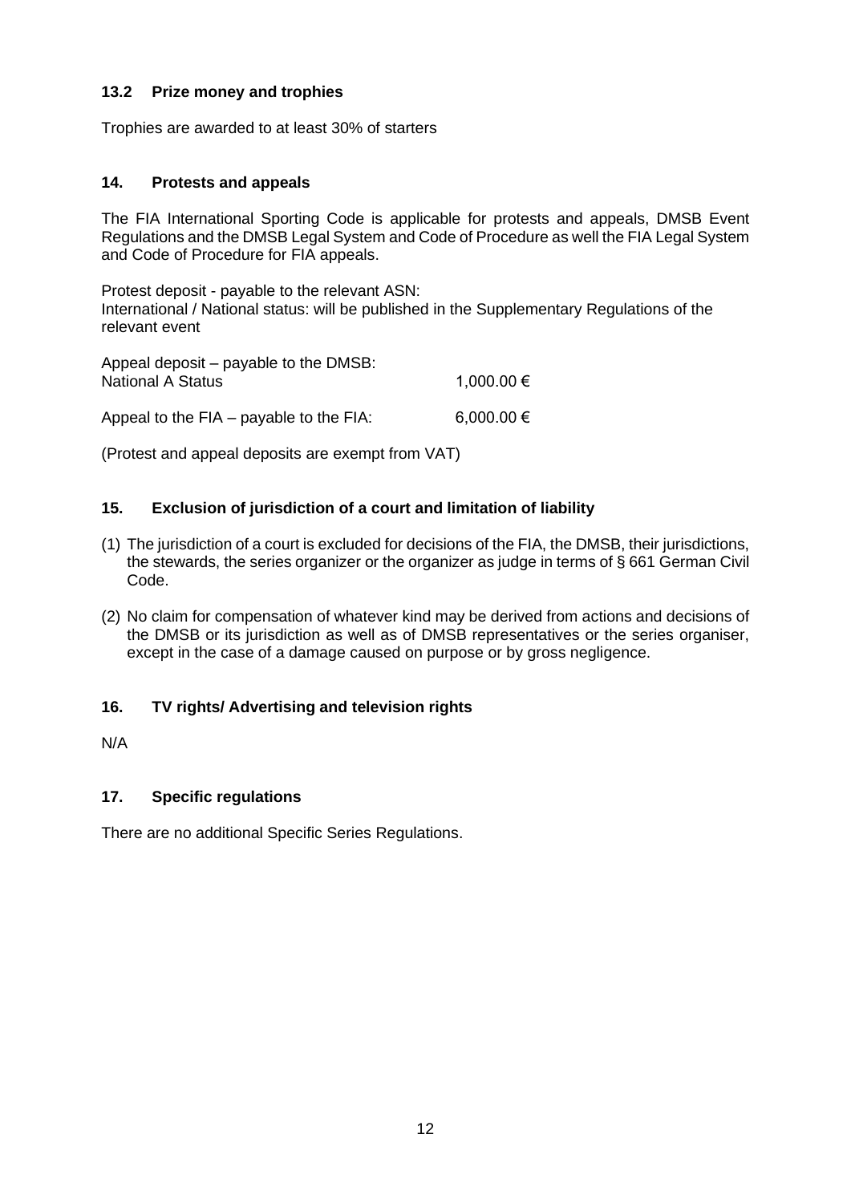### 13.2 Prize money and trophies

Trophies are awarded to at least 30% of starters

## 14. Protests and appeals

The FIA International Sporting Code is applicable for protests and appeals, DMSB Event Regulations and the DMSB Legal System and Code of Procedure as well the FIA Legal System and Code of Procedure for FIA appeals.

Protest deposit - payable to the relevant ASN:
International / National status: will be published in the Supplementary Regulations of the relevant event

Appeal deposit – payable to the DMSB:
National A Status 1,000.00 €

Appeal to the FIA – payable to the FIA: 6,000.00 €

(Protest and appeal deposits are exempt from VAT)

## 15. Exclusion of jurisdiction of a court and limitation of liability

(1) The jurisdiction of a court is excluded for decisions of the FIA, the DMSB, their jurisdictions, the stewards, the series organizer or the organizer as judge in terms of § 661 German Civil Code.

(2) No claim for compensation of whatever kind may be derived from actions and decisions of the DMSB or its jurisdiction as well as of DMSB representatives or the series organiser, except in the case of a damage caused on purpose or by gross negligence.

## 16. TV rights/ Advertising and television rights

N/A

## 17. Specific regulations

There are no additional Specific Series Regulations.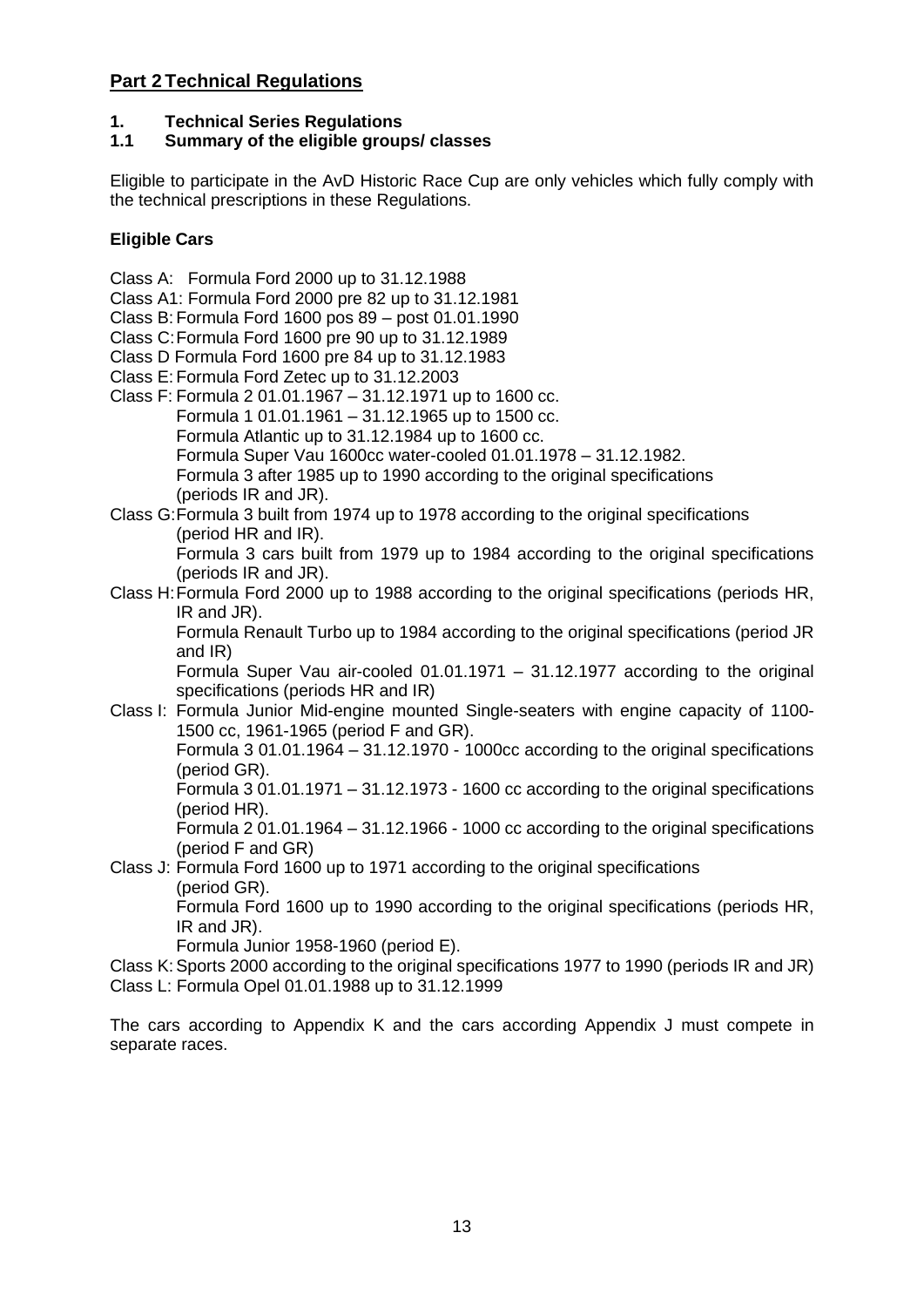## Part 2 Technical Regulations

### 1. Technical Series Regulations

### 1.1 Summary of the eligible groups/ classes

Eligible to participate in the AvD Historic Race Cup are only vehicles which fully comply with the technical prescriptions in these Regulations.

**Eligible Cars**

Class A: Formula Ford 2000 up to 31.12.1988

Class A1: Formula Ford 2000 pre 82 up to 31.12.1981

Class B: Formula Ford 1600 pos 89 – post 01.01.1990

Class C: Formula Ford 1600 pre 90 up to 31.12.1989

Class D Formula Ford 1600 pre 84 up to 31.12.1983

Class E: Formula Ford Zetec up to 31.12.2003

Class F: Formula 2 01.01.1967 – 31.12.1971 up to 1600 cc.
Formula 1 01.01.1961 – 31.12.1965 up to 1500 cc.
Formula Atlantic up to 31.12.1984 up to 1600 cc.
Formula Super Vau 1600cc water-cooled 01.01.1978 – 31.12.1982.
Formula 3 after 1985 up to 1990 according to the original specifications (periods IR and JR).

Class G: Formula 3 built from 1974 up to 1978 according to the original specifications (period HR and IR).
Formula 3 cars built from 1979 up to 1984 according to the original specifications (periods IR and JR).

Class H: Formula Ford 2000 up to 1988 according to the original specifications (periods HR, IR and JR).
Formula Renault Turbo up to 1984 according to the original specifications (period JR and IR)
Formula Super Vau air-cooled 01.01.1971 – 31.12.1977 according to the original specifications (periods HR and IR)

Class I: Formula Junior Mid-engine mounted Single-seaters with engine capacity of 1100-1500 cc, 1961-1965 (period F and GR).
Formula 3 01.01.1964 – 31.12.1970 - 1000cc according to the original specifications (period GR).
Formula 3 01.01.1971 – 31.12.1973 - 1600 cc according to the original specifications (period HR).
Formula 2 01.01.1964 – 31.12.1966 - 1000 cc according to the original specifications (period F and GR)

Class J: Formula Ford 1600 up to 1971 according to the original specifications (period GR).
Formula Ford 1600 up to 1990 according to the original specifications (periods HR, IR and JR).
Formula Junior 1958-1960 (period E).

Class K: Sports 2000 according to the original specifications 1977 to 1990 (periods IR and JR)

Class L: Formula Opel 01.01.1988 up to 31.12.1999

The cars according to Appendix K and the cars according Appendix J must compete in separate races.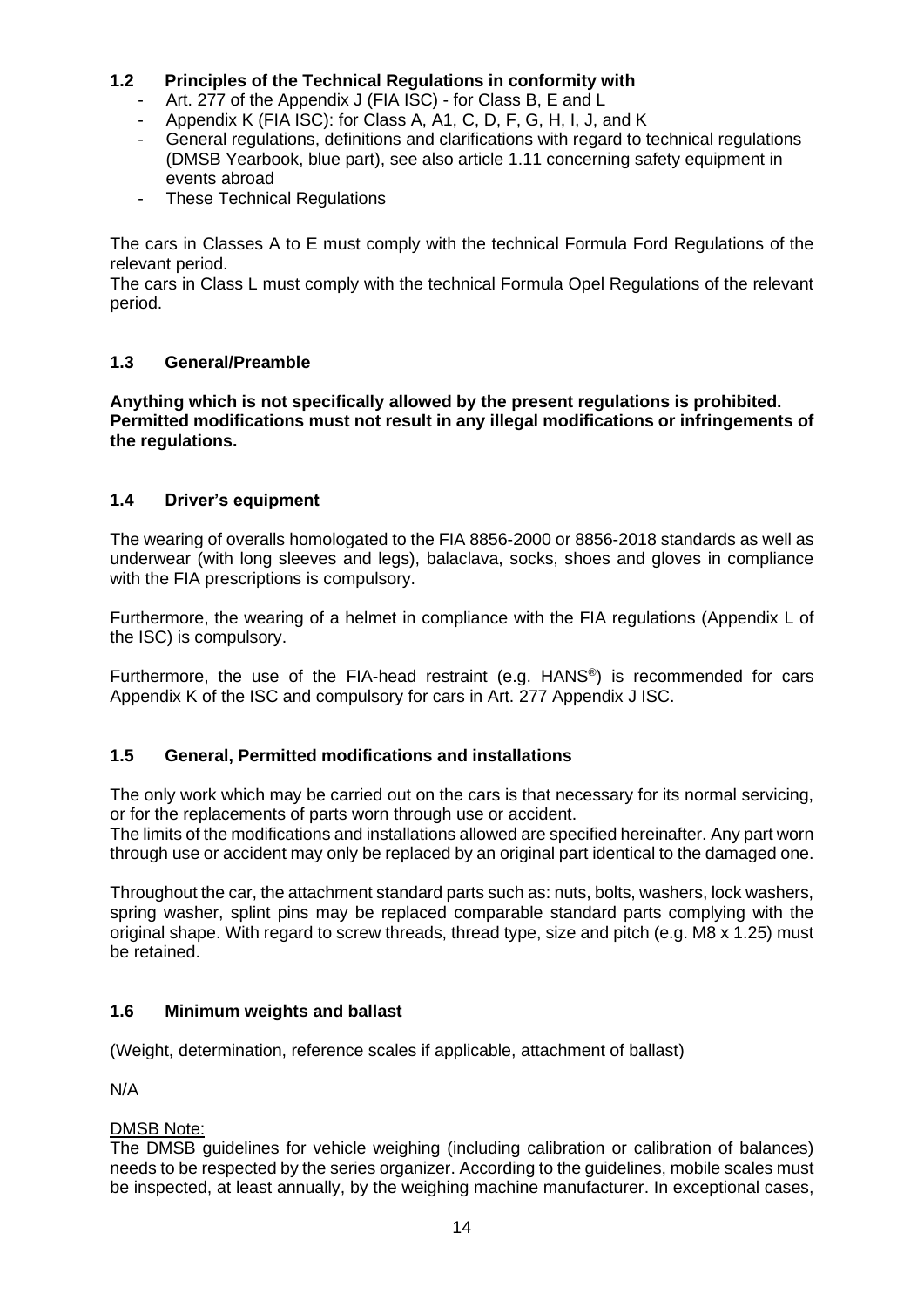### 1.2 Principles of the Technical Regulations in conformity with

- Art. 277 of the Appendix J (FIA ISC) - for Class B, E and L
- Appendix K (FIA ISC): for Class A, A1, C, D, F, G, H, I, J, and K
- General regulations, definitions and clarifications with regard to technical regulations (DMSB Yearbook, blue part), see also article 1.11 concerning safety equipment in events abroad
- These Technical Regulations

The cars in Classes A to E must comply with the technical Formula Ford Regulations of the relevant period.
The cars in Class L must comply with the technical Formula Opel Regulations of the relevant period.

### 1.3 General/Preamble

**Anything which is not specifically allowed by the present regulations is prohibited. Permitted modifications must not result in any illegal modifications or infringements of the regulations.**

### 1.4 Driver's equipment

The wearing of overalls homologated to the FIA 8856-2000 or 8856-2018 standards as well as underwear (with long sleeves and legs), balaclava, socks, shoes and gloves in compliance with the FIA prescriptions is compulsory.

Furthermore, the wearing of a helmet in compliance with the FIA regulations (Appendix L of the ISC) is compulsory.

Furthermore, the use of the FIA-head restraint (e.g. HANS®) is recommended for cars Appendix K of the ISC and compulsory for cars in Art. 277 Appendix J ISC.

### 1.5 General, Permitted modifications and installations

The only work which may be carried out on the cars is that necessary for its normal servicing, or for the replacements of parts worn through use or accident.
The limits of the modifications and installations allowed are specified hereinafter. Any part worn through use or accident may only be replaced by an original part identical to the damaged one.

Throughout the car, the attachment standard parts such as: nuts, bolts, washers, lock washers, spring washer, splint pins may be replaced comparable standard parts complying with the original shape. With regard to screw threads, thread type, size and pitch (e.g. M8 x 1.25) must be retained.

### 1.6 Minimum weights and ballast

(Weight, determination, reference scales if applicable, attachment of ballast)

N/A

<u>DMSB Note:</u>
The DMSB guidelines for vehicle weighing (including calibration or calibration of balances) needs to be respected by the series organizer. According to the guidelines, mobile scales must be inspected, at least annually, by the weighing machine manufacturer. In exceptional cases,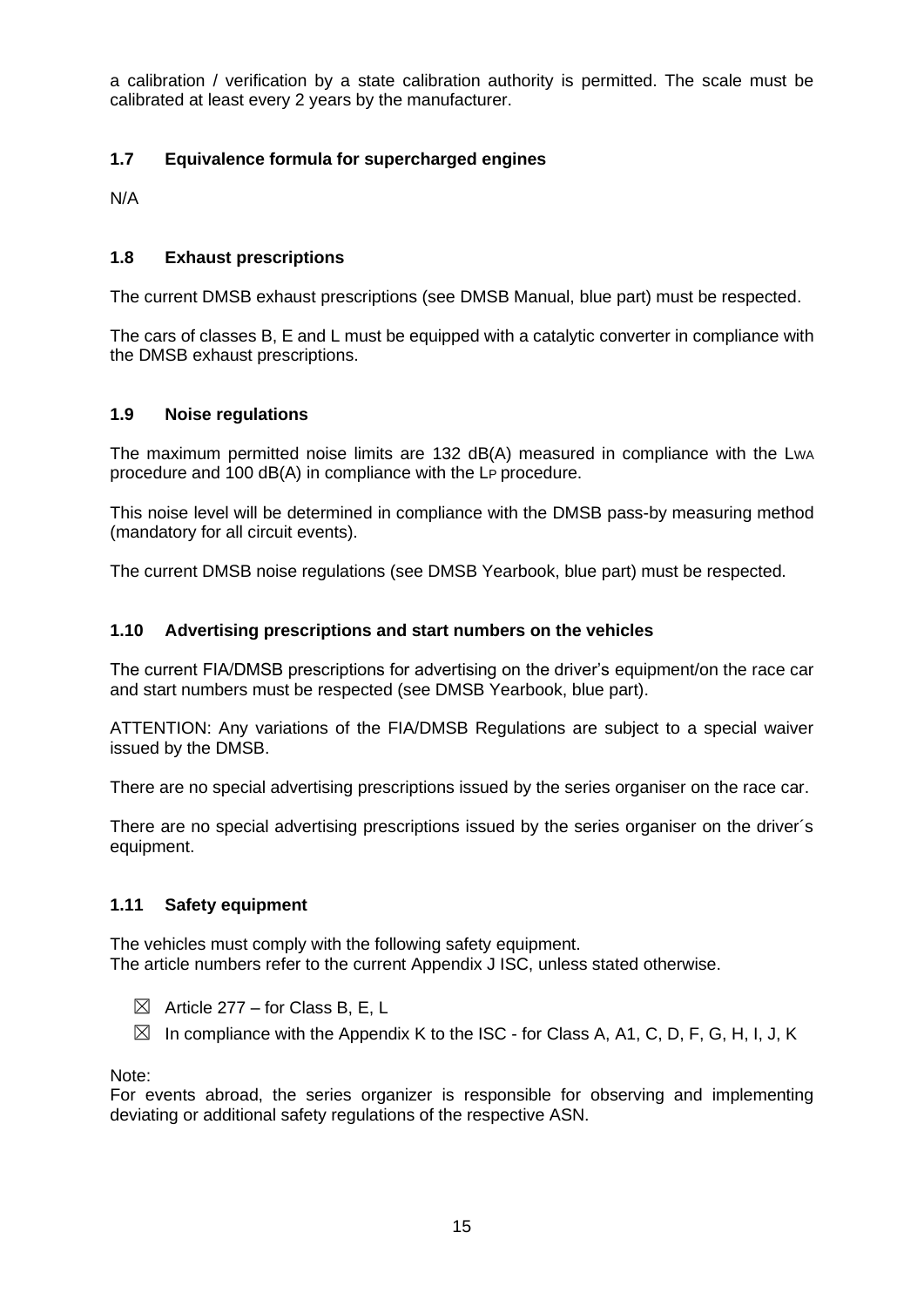a calibration / verification by a state calibration authority is permitted. The scale must be calibrated at least every 2 years by the manufacturer.

### 1.7 Equivalence formula for supercharged engines

N/A

### 1.8 Exhaust prescriptions

The current DMSB exhaust prescriptions (see DMSB Manual, blue part) must be respected.

The cars of classes B, E and L must be equipped with a catalytic converter in compliance with the DMSB exhaust prescriptions.

### 1.9 Noise regulations

The maximum permitted noise limits are 132 dB(A) measured in compliance with the $L_{WA}$ procedure and 100 dB(A) in compliance with the $L_P$ procedure.

This noise level will be determined in compliance with the DMSB pass-by measuring method (mandatory for all circuit events).

The current DMSB noise regulations (see DMSB Yearbook, blue part) must be respected.

### 1.10 Advertising prescriptions and start numbers on the vehicles

The current FIA/DMSB prescriptions for advertising on the driver's equipment/on the race car and start numbers must be respected (see DMSB Yearbook, blue part).

ATTENTION: Any variations of the FIA/DMSB Regulations are subject to a special waiver issued by the DMSB.

There are no special advertising prescriptions issued by the series organiser on the race car.

There are no special advertising prescriptions issued by the series organiser on the driver´s equipment.

### 1.11 Safety equipment

The vehicles must comply with the following safety equipment.
The article numbers refer to the current Appendix J ISC, unless stated otherwise.

- ☒ Article 277 – for Class B, E, L
- ☒ In compliance with the Appendix K to the ISC - for Class A, A1, C, D, F, G, H, I, J, K

Note:
For events abroad, the series organizer is responsible for observing and implementing deviating or additional safety regulations of the respective ASN.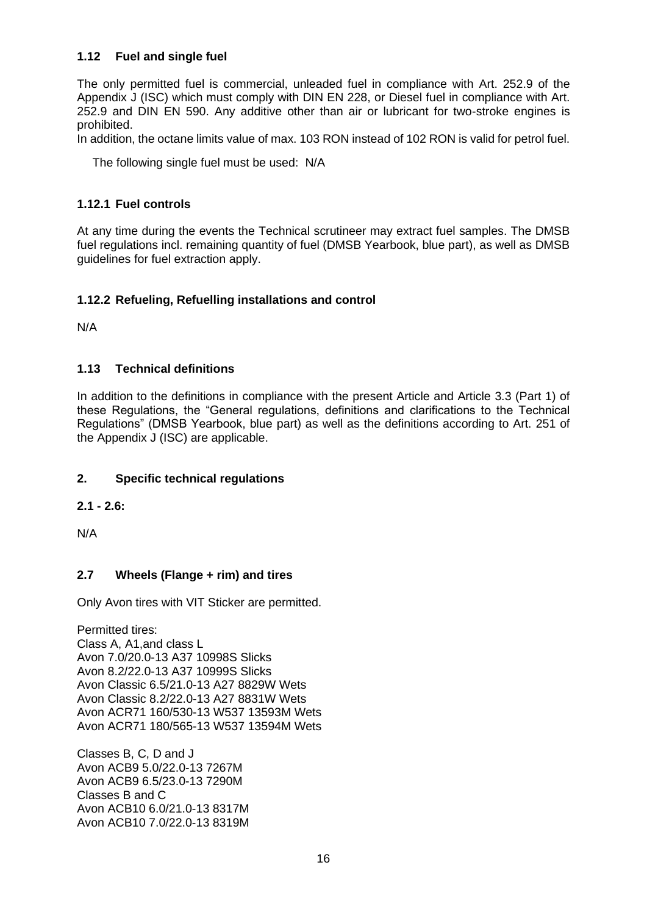### 1.12 Fuel and single fuel

The only permitted fuel is commercial, unleaded fuel in compliance with Art. 252.9 of the Appendix J (ISC) which must comply with DIN EN 228, or Diesel fuel in compliance with Art. 252.9 and DIN EN 590. Any additive other than air or lubricant for two-stroke engines is prohibited.
In addition, the octane limits value of max. 103 RON instead of 102 RON is valid for petrol fuel.

The following single fuel must be used: N/A

### 1.12.1 Fuel controls

At any time during the events the Technical scrutineer may extract fuel samples. The DMSB fuel regulations incl. remaining quantity of fuel (DMSB Yearbook, blue part), as well as DMSB guidelines for fuel extraction apply.

### 1.12.2 Refueling, Refuelling installations and control

N/A

### 1.13 Technical definitions

In addition to the definitions in compliance with the present Article and Article 3.3 (Part 1) of these Regulations, the "General regulations, definitions and clarifications to the Technical Regulations" (DMSB Yearbook, blue part) as well as the definitions according to Art. 251 of the Appendix J (ISC) are applicable.

## 2. Specific technical regulations

### 2.1 - 2.6:

N/A

### 2.7 Wheels (Flange + rim) and tires

Only Avon tires with VIT Sticker are permitted.

Permitted tires:
Class A, A1,and class L
Avon 7.0/20.0-13 A37 10998S Slicks
Avon 8.2/22.0-13 A37 10999S Slicks
Avon Classic 6.5/21.0-13 A27 8829W Wets
Avon Classic 8.2/22.0-13 A27 8831W Wets
Avon ACR71 160/530-13 W537 13593M Wets
Avon ACR71 180/565-13 W537 13594M Wets

Classes B, C, D and J
Avon ACB9 5.0/22.0-13 7267M
Avon ACB9 6.5/23.0-13 7290M
Classes B and C
Avon ACB10 6.0/21.0-13 8317M
Avon ACB10 7.0/22.0-13 8319M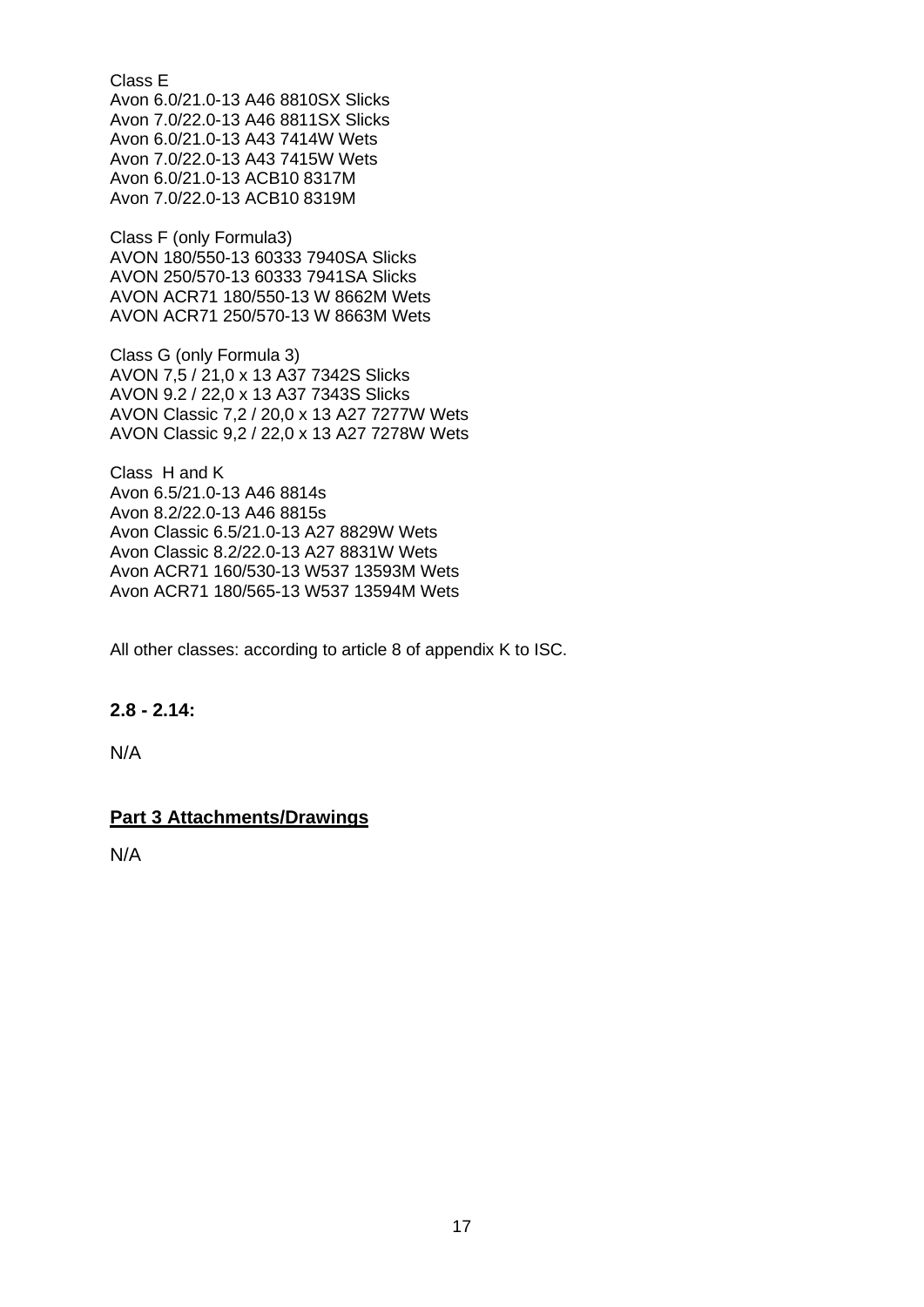Class E
Avon 6.0/21.0-13 A46 8810SX Slicks
Avon 7.0/22.0-13 A46 8811SX Slicks
Avon 6.0/21.0-13 A43 7414W Wets
Avon 7.0/22.0-13 A43 7415W Wets
Avon 6.0/21.0-13 ACB10 8317M
Avon 7.0/22.0-13 ACB10 8319M

Class F (only Formula3)
AVON 180/550-13 60333 7940SA Slicks
AVON 250/570-13 60333 7941SA Slicks
AVON ACR71 180/550-13 W 8662M Wets
AVON ACR71 250/570-13 W 8663M Wets

Class G (only Formula 3)
AVON 7,5 / 21,0 x 13 A37 7342S Slicks
AVON 9.2 / 22,0 x 13 A37 7343S Slicks
AVON Classic 7,2 / 20,0 x 13 A27 7277W Wets
AVON Classic 9,2 / 22,0 x 13 A27 7278W Wets

Class H and K
Avon 6.5/21.0-13 A46 8814s
Avon 8.2/22.0-13 A46 8815s
Avon Classic 6.5/21.0-13 A27 8829W Wets
Avon Classic 8.2/22.0-13 A27 8831W Wets
Avon ACR71 160/530-13 W537 13593M Wets
Avon ACR71 180/565-13 W537 13594M Wets

All other classes: according to article 8 of appendix K to ISC.

**2.8 - 2.14:**

N/A

## Part 3 Attachments/Drawings

N/A